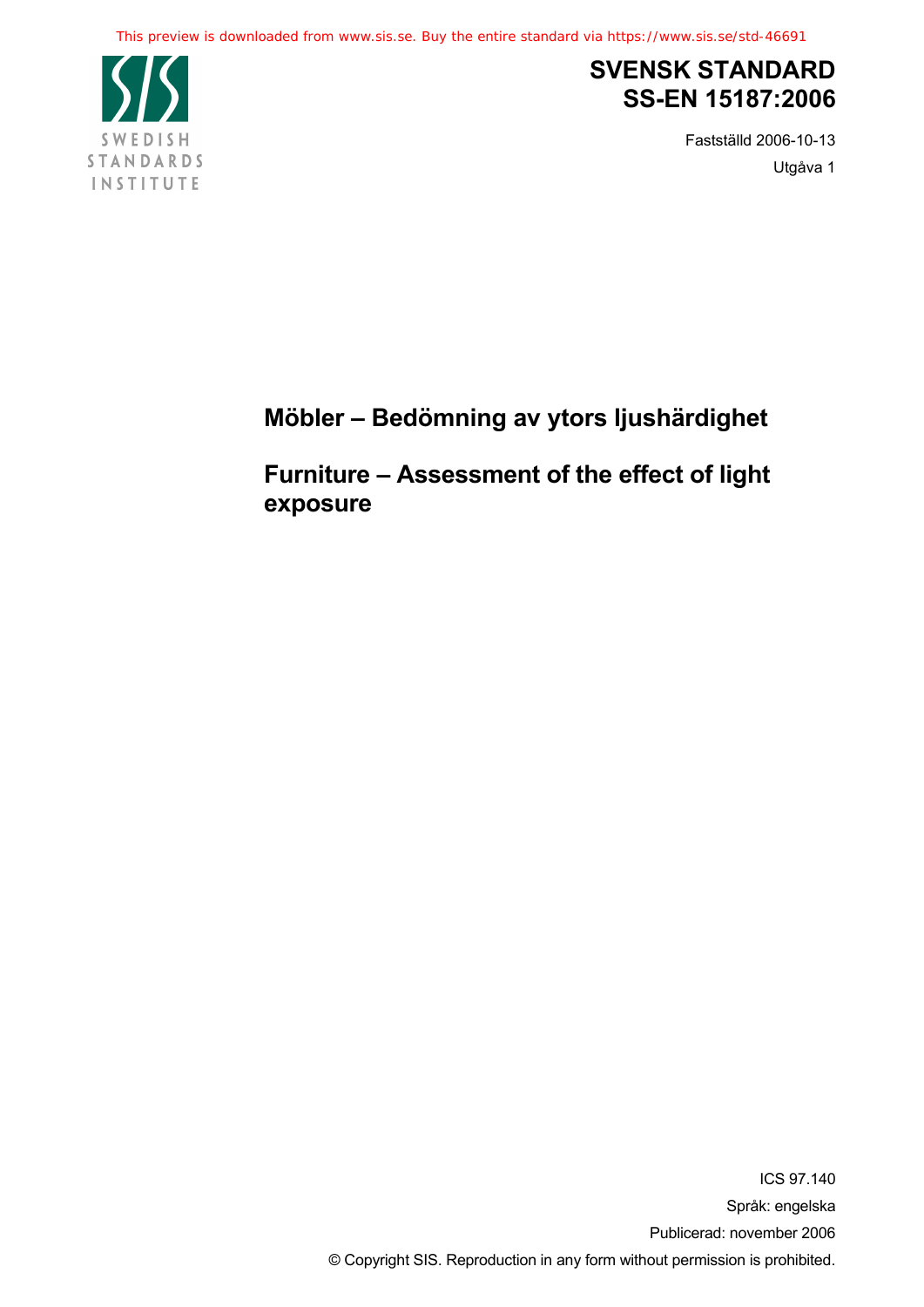This preview is downloaded from www.sis.se. Buy the entire standard via https://www.sis.se/std-46691

SWEDISH STANDARDS INSTITUTE

# SVENSK STANDARD SS-EN 15187:2006

Fastställd 2006-10-13

Utgåva 1

## Möbler – Bedömning av ytors ljushärdighet

## Furniture – Assessment of the effect of light exposure

ICS 97.140

Språk: engelska

Publicerad: november 2006

© Copyright SIS. Reproduction in any form without permission is prohibited.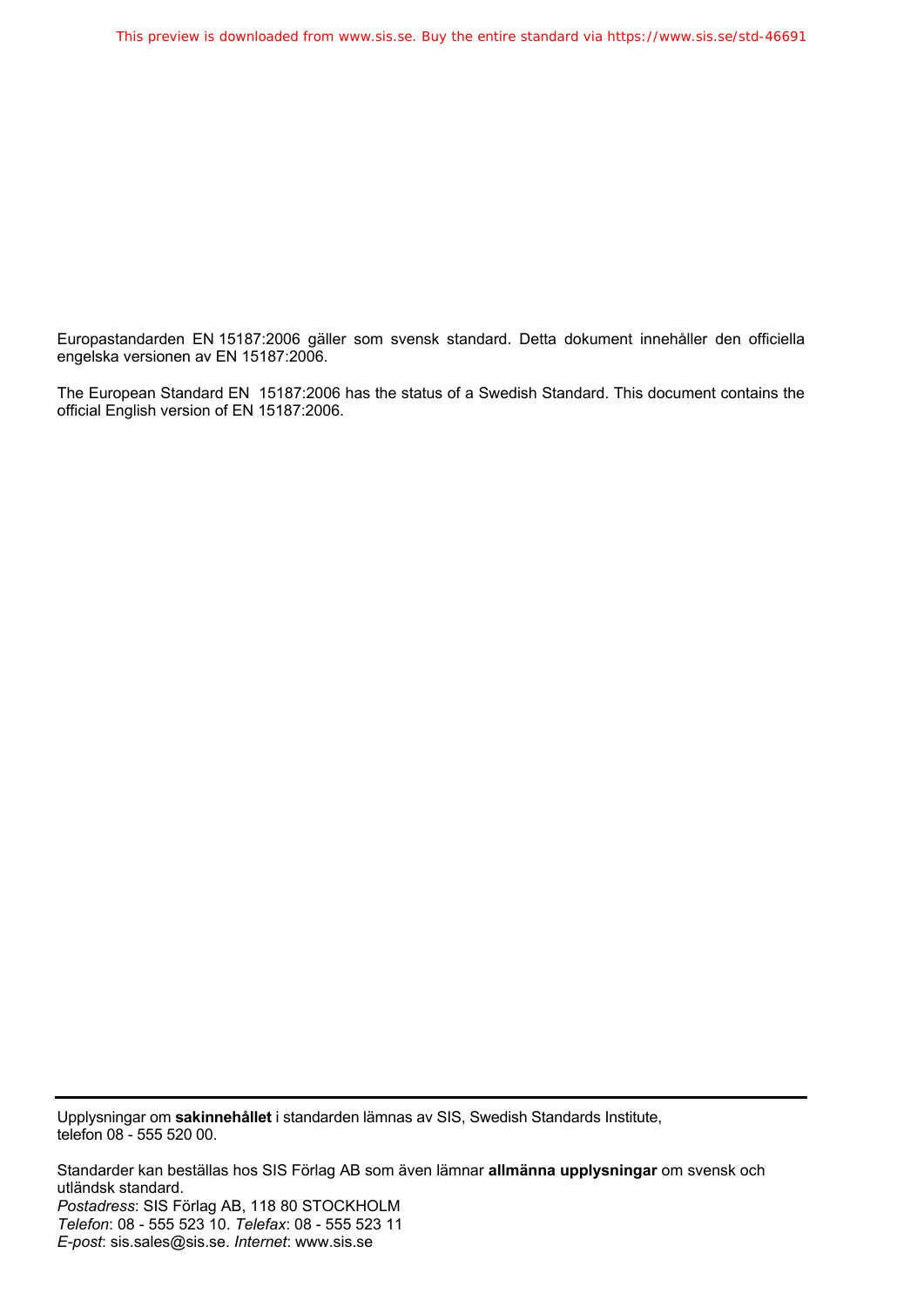Europastandarden EN 15187:2006 gäller som svensk standard. Detta dokument innehåller den officiella engelska versionen av EN 15187:2006.

The European Standard EN 15187:2006 has the status of a Swedish Standard. This document contains the official English version of EN 15187:2006.

---

Upplysningar om **sakinnehållet** i standarden lämnas av SIS, Swedish Standards Institute, telefon 08 - 555 520 00.

Standarder kan beställas hos SIS Förlag AB som även lämnar **allmänna upplysningar** om svensk och utländsk standard.
*Postadress*: SIS Förlag AB, 118 80 STOCKHOLM
*Telefon*: 08 - 555 523 10. *Telefax*: 08 - 555 523 11
*E-post*: sis.sales@sis.se. *Internet*: www.sis.se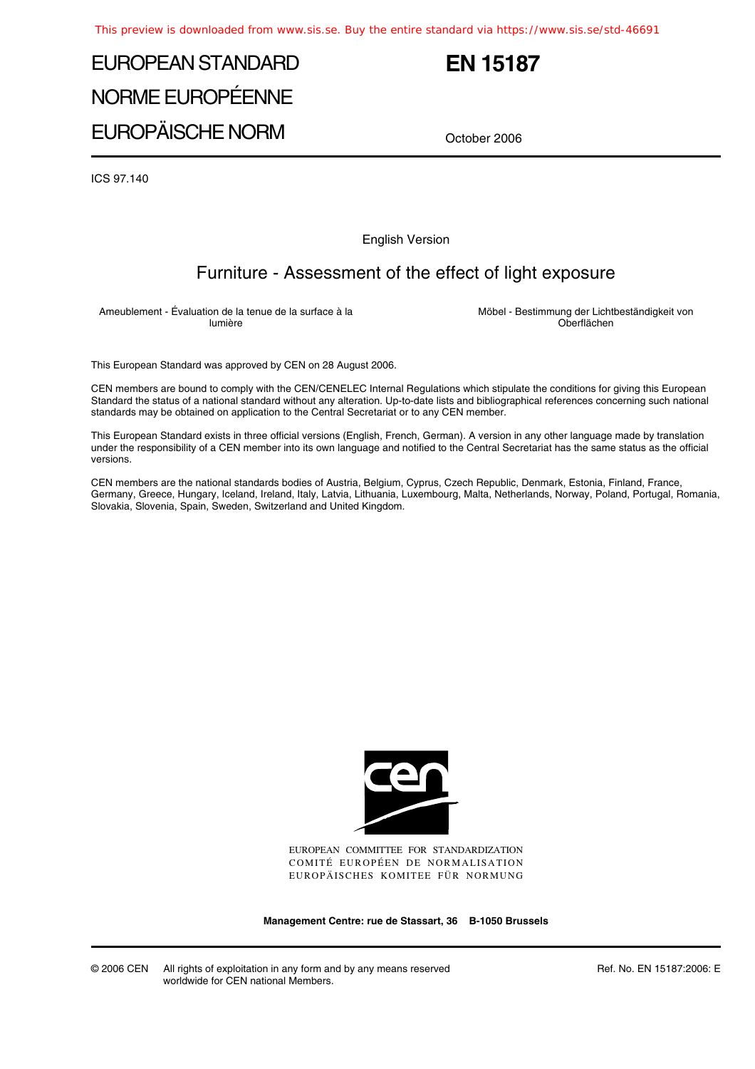# EUROPEAN STANDARD
# NORME EUROPÉENNE
# EUROPÄISCHE NORM

# EN 15187

October 2006

ICS 97.140

English Version

## Furniture - Assessment of the effect of light exposure

Ameublement - Évaluation de la tenue de la surface à la lumière

Möbel - Bestimmung der Lichtbeständigkeit von Oberflächen

This European Standard was approved by CEN on 28 August 2006.

CEN members are bound to comply with the CEN/CENELEC Internal Regulations which stipulate the conditions for giving this European Standard the status of a national standard without any alteration. Up-to-date lists and bibliographical references concerning such national standards may be obtained on application to the Central Secretariat or to any CEN member.

This European Standard exists in three official versions (English, French, German). A version in any other language made by translation under the responsibility of a CEN member into its own language and notified to the Central Secretariat has the same status as the official versions.

CEN members are the national standards bodies of Austria, Belgium, Cyprus, Czech Republic, Denmark, Estonia, Finland, France, Germany, Greece, Hungary, Iceland, Ireland, Italy, Latvia, Lithuania, Luxembourg, Malta, Netherlands, Norway, Poland, Portugal, Romania, Slovakia, Slovenia, Spain, Sweden, Switzerland and United Kingdom.

EUROPEAN COMMITTEE FOR STANDARDIZATION
COMITÉ EUROPÉEN DE NORMALISATION
EUROPÄISCHES KOMITEE FÜR NORMUNG

**Management Centre: rue de Stassart, 36 B-1050 Brussels**

© 2006 CEN All rights of exploitation in any form and by any means reserved worldwide for CEN national Members.

Ref. No. EN 15187:2006: E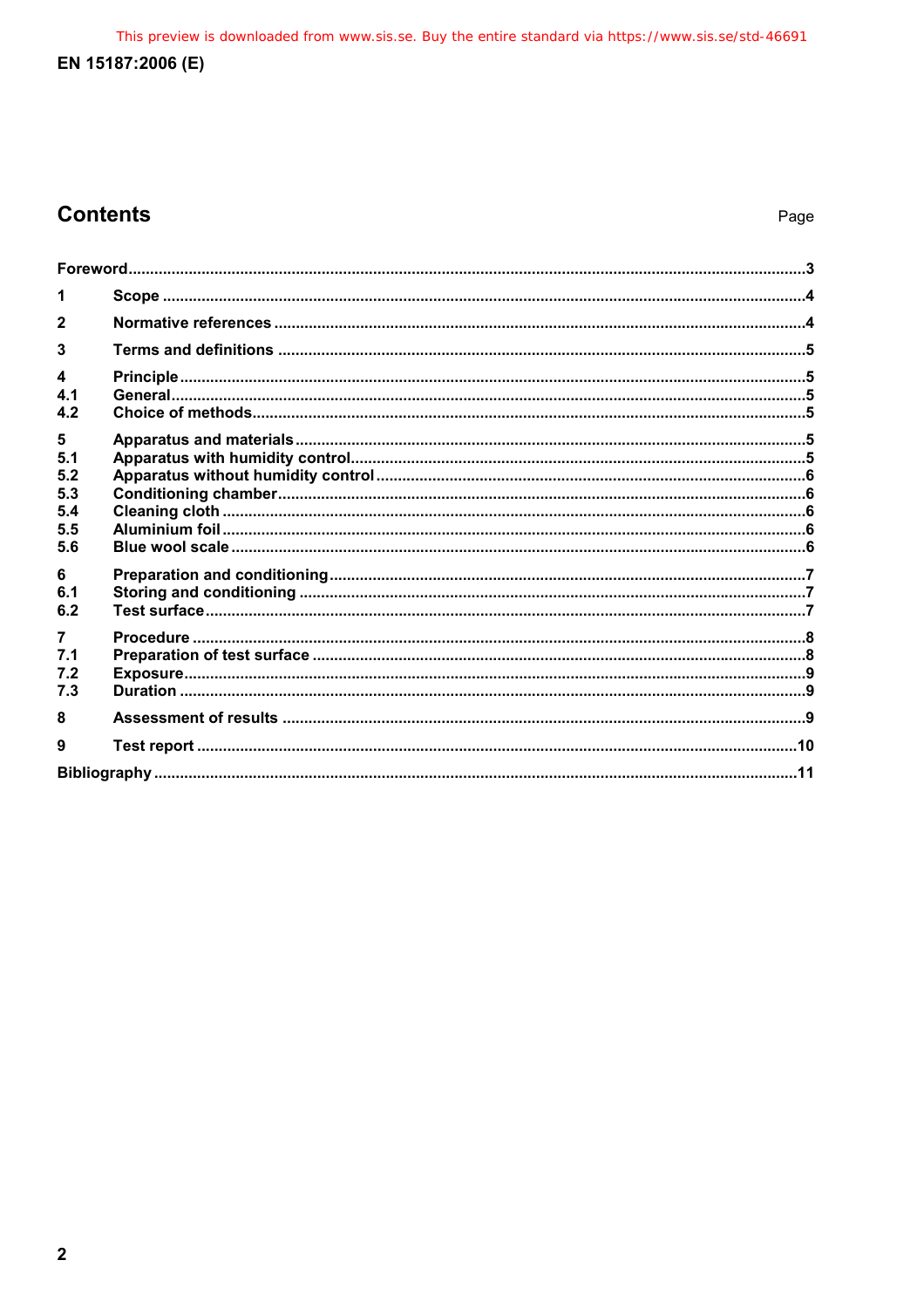## Contents

| | | Page |
|---|---|---|
| Foreword | | 3 |
| 1 | Scope | 4 |
| 2 | Normative references | 4 |
| 3 | Terms and definitions | 5 |
| 4 | Principle | 5 |
| 4.1 | General | 5 |
| 4.2 | Choice of methods | 5 |
| 5 | Apparatus and materials | 5 |
| 5.1 | Apparatus with humidity control | 5 |
| 5.2 | Apparatus without humidity control | 6 |
| 5.3 | Conditioning chamber | 6 |
| 5.4 | Cleaning cloth | 6 |
| 5.5 | Aluminium foil | 6 |
| 5.6 | Blue wool scale | 6 |
| 6 | Preparation and conditioning | 7 |
| 6.1 | Storing and conditioning | 7 |
| 6.2 | Test surface | 7 |
| 7 | Procedure | 8 |
| 7.1 | Preparation of test surface | 8 |
| 7.2 | Exposure | 9 |
| 7.3 | Duration | 9 |
| 8 | Assessment of results | 9 |
| 9 | Test report | 10 |
| Bibliography | | 11 |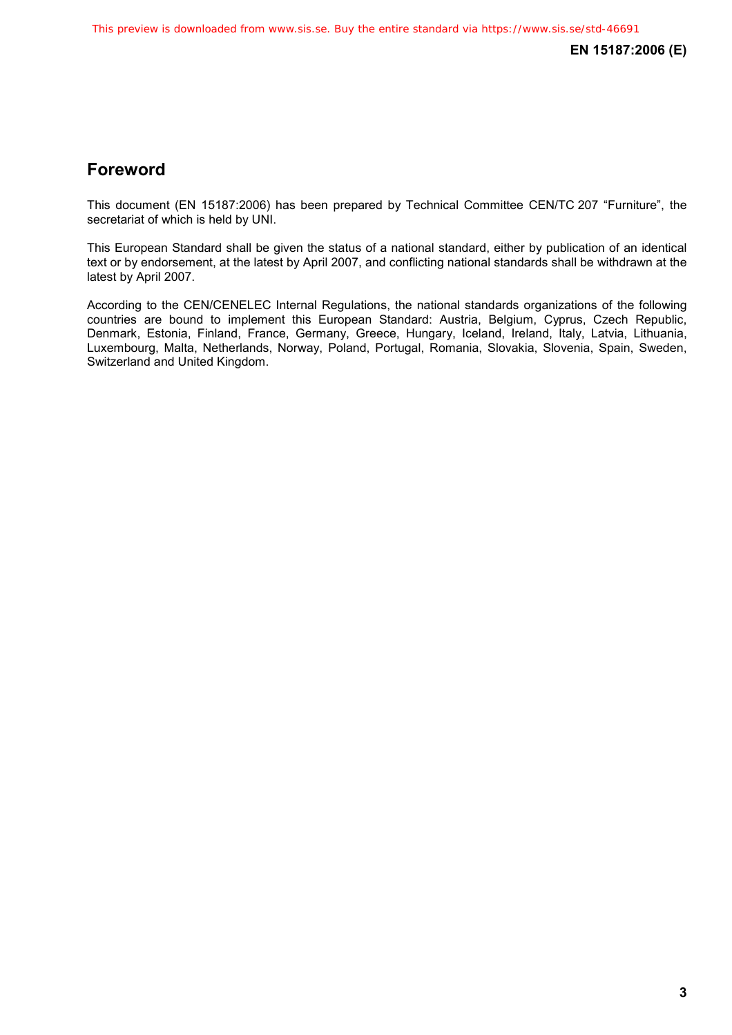## Foreword

This document (EN 15187:2006) has been prepared by Technical Committee CEN/TC 207 "Furniture", the secretariat of which is held by UNI.

This European Standard shall be given the status of a national standard, either by publication of an identical text or by endorsement, at the latest by April 2007, and conflicting national standards shall be withdrawn at the latest by April 2007.

According to the CEN/CENELEC Internal Regulations, the national standards organizations of the following countries are bound to implement this European Standard: Austria, Belgium, Cyprus, Czech Republic, Denmark, Estonia, Finland, France, Germany, Greece, Hungary, Iceland, Ireland, Italy, Latvia, Lithuania, Luxembourg, Malta, Netherlands, Norway, Poland, Portugal, Romania, Slovakia, Slovenia, Spain, Sweden, Switzerland and United Kingdom.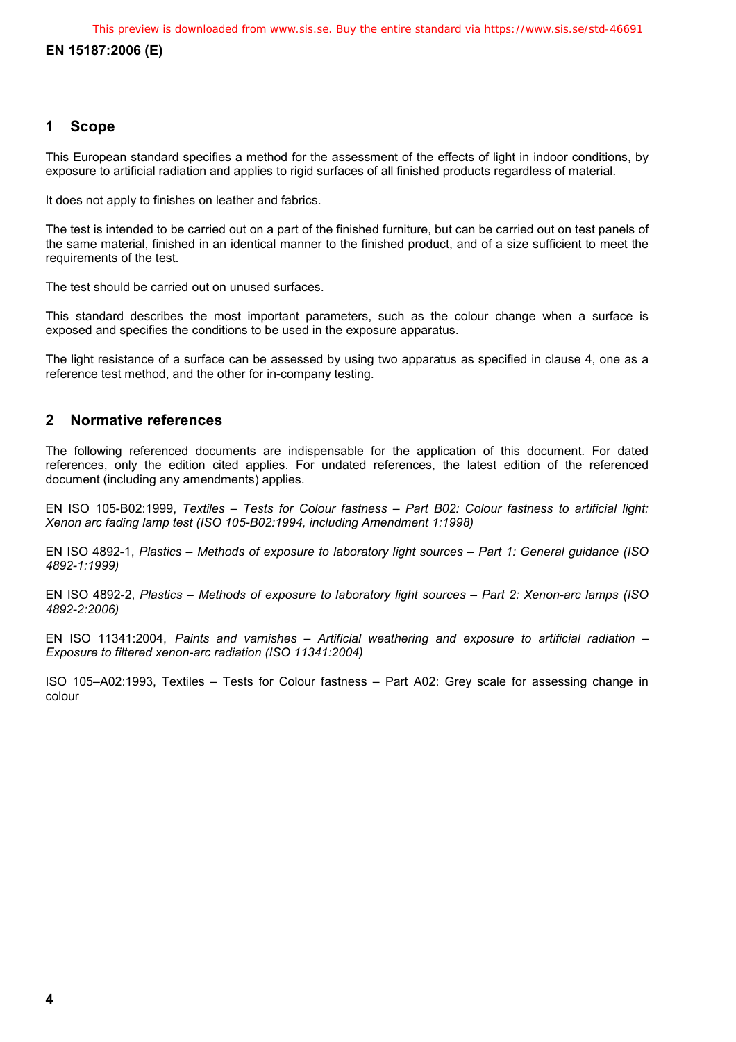## 1 Scope

This European standard specifies a method for the assessment of the effects of light in indoor conditions, by exposure to artificial radiation and applies to rigid surfaces of all finished products regardless of material.

It does not apply to finishes on leather and fabrics.

The test is intended to be carried out on a part of the finished furniture, but can be carried out on test panels of the same material, finished in an identical manner to the finished product, and of a size sufficient to meet the requirements of the test.

The test should be carried out on unused surfaces.

This standard describes the most important parameters, such as the colour change when a surface is exposed and specifies the conditions to be used in the exposure apparatus.

The light resistance of a surface can be assessed by using two apparatus as specified in clause 4, one as a reference test method, and the other for in-company testing.

## 2 Normative references

The following referenced documents are indispensable for the application of this document. For dated references, only the edition cited applies. For undated references, the latest edition of the referenced document (including any amendments) applies.

EN ISO 105-B02:1999, *Textiles – Tests for Colour fastness – Part B02: Colour fastness to artificial light: Xenon arc fading lamp test (ISO 105-B02:1994, including Amendment 1:1998)*

EN ISO 4892-1, *Plastics – Methods of exposure to laboratory light sources – Part 1: General guidance (ISO 4892-1:1999)*

EN ISO 4892-2, *Plastics – Methods of exposure to laboratory light sources – Part 2: Xenon-arc lamps (ISO 4892-2:2006)*

EN ISO 11341:2004, *Paints and varnishes – Artificial weathering and exposure to artificial radiation – Exposure to filtered xenon-arc radiation (ISO 11341:2004)*

ISO 105–A02:1993, Textiles – Tests for Colour fastness – Part A02: Grey scale for assessing change in colour